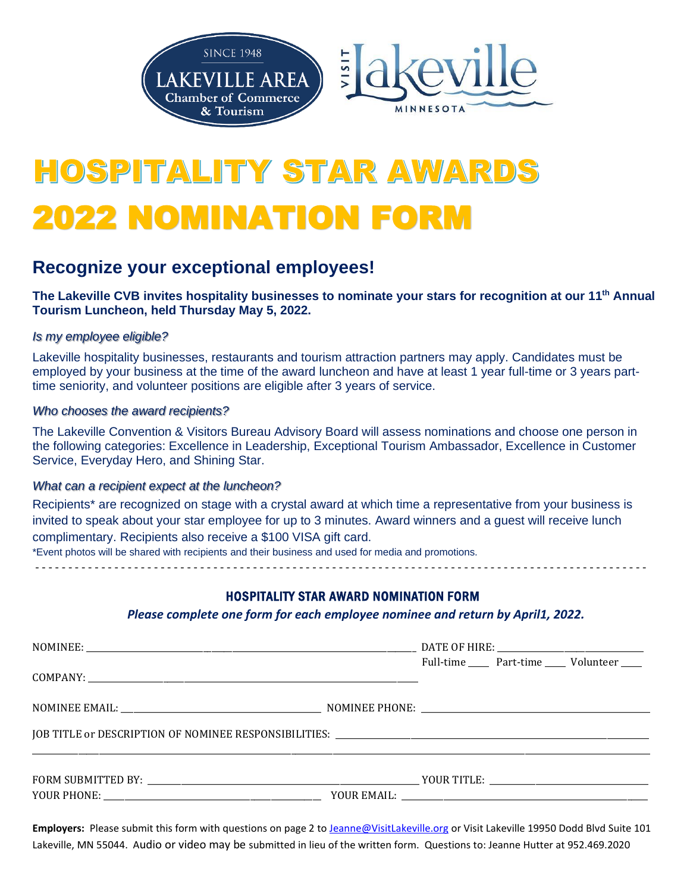SINCE 1948
LAKEVILLE AREA
Chamber of Commerce
& Tourism

VISIT Lakeville
MINNESOTA

# HOSPITALITY STAR AWARDS
# 2022 NOMINATION FORM

## Recognize your exceptional employees!

**The Lakeville CVB invites hospitality businesses to nominate your stars for recognition at our 11th Annual Tourism Luncheon, held Thursday May 5, 2022.**

*Is my employee eligible?*

Lakeville hospitality businesses, restaurants and tourism attraction partners may apply. Candidates must be employed by your business at the time of the award luncheon and have at least 1 year full-time or 3 years part-time seniority, and volunteer positions are eligible after 3 years of service.

*Who chooses the award recipients?*

The Lakeville Convention & Visitors Bureau Advisory Board will assess nominations and choose one person in the following categories: Excellence in Leadership, Exceptional Tourism Ambassador, Excellence in Customer Service, Everyday Hero, and Shining Star.

*What can a recipient expect at the luncheon?*

Recipients* are recognized on stage with a crystal award at which time a representative from your business is invited to speak about your star employee for up to 3 minutes. Award winners and a guest will receive lunch complimentary. Recipients also receive a $100 VISA gift card.

*Event photos will be shared with recipients and their business and used for media and promotions.

---

### HOSPITALITY STAR AWARD NOMINATION FORM

***Please complete one form for each employee nominee and return by April1, 2022.***

NOMINEE: ______________________________ DATE OF HIRE: ______________

Full-time ____ Part-time ____ Volunteer ____

COMPANY: ______________________________

NOMINEE EMAIL: ______________________ NOMINEE PHONE: ______________________

JOB TITLE or DESCRIPTION OF NOMINEE RESPONSIBILITIES: ______________________________

______________________________________________________________________

FORM SUBMITTED BY: ______________________ YOUR TITLE: ______________________

YOUR PHONE: ______________________ YOUR EMAIL: ______________________

**Employers:** Please submit this form with questions on page 2 to Jeanne@VisitLakeville.org or Visit Lakeville 19950 Dodd Blvd Suite 101 Lakeville, MN 55044. Audio or video may be submitted in lieu of the written form. Questions to: Jeanne Hutter at 952.469.2020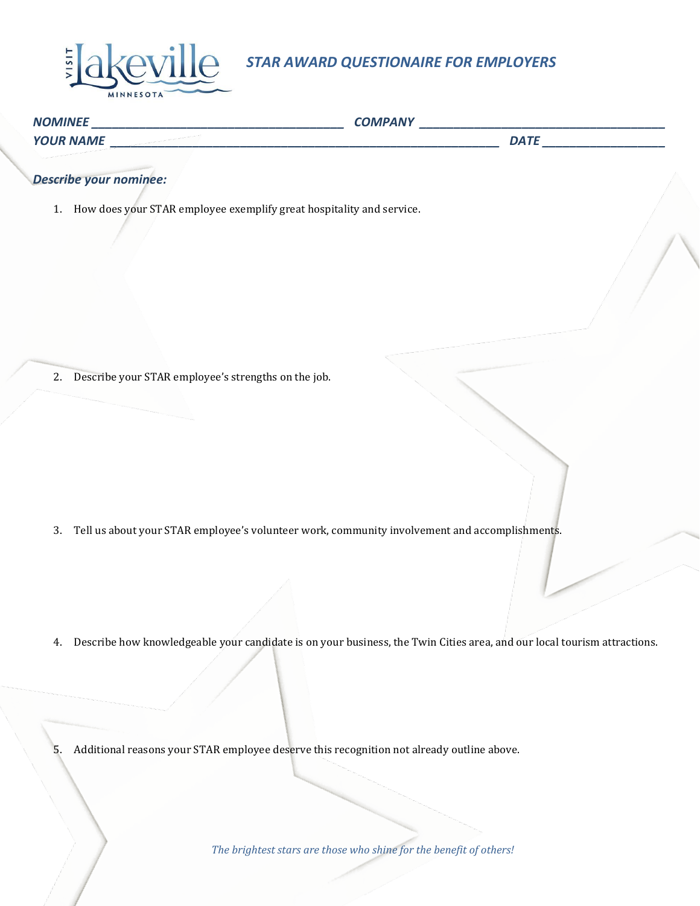VISIT Lakeville MINNESOTA

# *STAR AWARD QUESTIONAIRE FOR EMPLOYERS*

***NOMINEE*** ________________________________________ ***COMPANY*** ________________________________________

***YOUR NAME*** ______________________________________________________________ ***DATE*** ___________________

***Describe your nominee:***

1. How does your STAR employee exemplify great hospitality and service.

2. Describe your STAR employee's strengths on the job.

3. Tell us about your STAR employee's volunteer work, community involvement and accomplishments.

4. Describe how knowledgeable your candidate is on your business, the Twin Cities area, and our local tourism attractions.

5. Additional reasons your STAR employee deserve this recognition not already outline above.

*The brightest stars are those who shine for the benefit of others!*